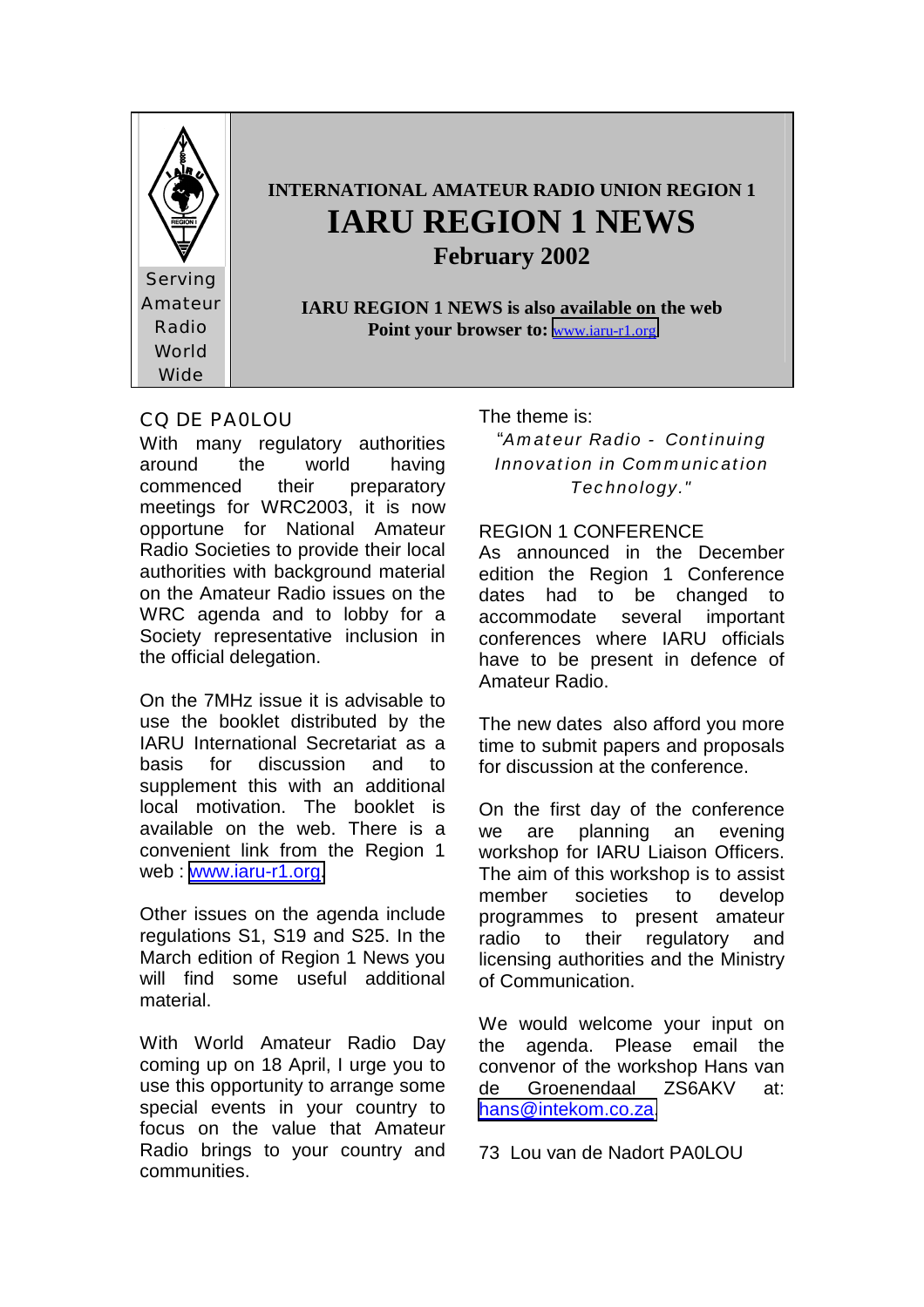Serving Amateur Radio World Wide

**INTERNATIONAL AMATEUR RADIO UNION REGION 1**

# IARU REGION 1 NEWS

## February 2002

**IARU REGION 1 NEWS is also available on the web**
**Point your browser to:** www.iaru-r1.org

### CQ DE PA0LOU

With many regulatory authorities around the world having commenced their preparatory meetings for WRC2003, it is now opportune for National Amateur Radio Societies to provide their local authorities with background material on the Amateur Radio issues on the WRC agenda and to lobby for a Society representative inclusion in the official delegation.

On the 7MHz issue it is advisable to use the booklet distributed by the IARU International Secretariat as a basis for discussion and to supplement this with an additional local motivation. The booklet is available on the web. There is a convenient link from the Region 1 web : www.iaru-r1.org.

Other issues on the agenda include regulations S1, S19 and S25. In the March edition of Region 1 News you will find some useful additional material.

With World Amateur Radio Day coming up on 18 April, I urge you to use this opportunity to arrange some special events in your country to focus on the value that Amateur Radio brings to your country and communities.

The theme is:

*"Amateur Radio - Continuing Innovation in Communication Technology."*

### REGION 1 CONFERENCE

As announced in the December edition the Region 1 Conference dates had to be changed to accommodate several important conferences where IARU officials have to be present in defence of Amateur Radio.

The new dates also afford you more time to submit papers and proposals for discussion at the conference.

On the first day of the conference we are planning an evening workshop for IARU Liaison Officers. The aim of this workshop is to assist member societies to develop programmes to present amateur radio to their regulatory and licensing authorities and the Ministry of Communication.

We would welcome your input on the agenda. Please email the convenor of the workshop Hans van de Groenendaal ZS6AKV at: hans@intekom.co.za.

73 Lou van de Nadort PA0LOU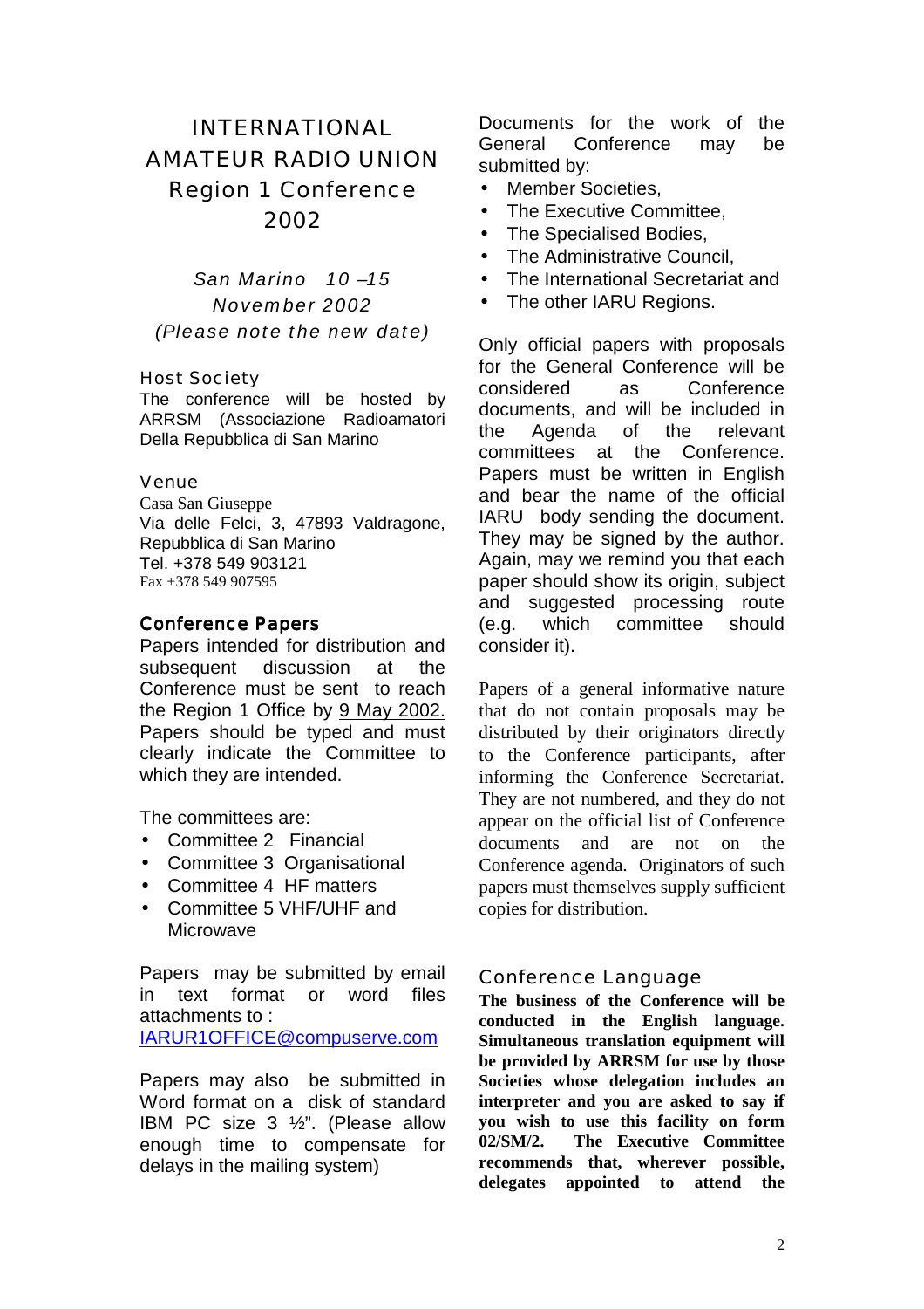# INTERNATIONAL AMATEUR RADIO UNION Region 1 Conference 2002

*San Marino 10 –15 November 2002*
*(Please note the new date)*

### Host Society

The conference will be hosted by ARRSM (Associazione Radioamatori Della Repubblica di San Marino

### Venue

Casa San Giuseppe
Via delle Felci, 3, 47893 Valdragone, Repubblica di San Marino
Tel. +378 549 903121
Fax +378 549 907595

### Conference Papers

Papers intended for distribution and subsequent discussion at the Conference must be sent to reach the Region 1 Office by 9 May 2002. Papers should be typed and must clearly indicate the Committee to which they are intended.

The committees are:

- Committee 2 Financial
- Committee 3 Organisational
- Committee 4 HF matters
- Committee 5 VHF/UHF and Microwave

Papers may be submitted by email in text format or word files attachments to :
IARUR1OFFICE@compuserve.com

Papers may also be submitted in Word format on a disk of standard IBM PC size 3 ½". (Please allow enough time to compensate for delays in the mailing system)

Documents for the work of the General Conference may be submitted by:

- Member Societies,
- The Executive Committee,
- The Specialised Bodies,
- The Administrative Council,
- The International Secretariat and
- The other IARU Regions.

Only official papers with proposals for the General Conference will be considered as Conference documents, and will be included in the Agenda of the relevant committees at the Conference. Papers must be written in English and bear the name of the official IARU body sending the document. They may be signed by the author. Again, may we remind you that each paper should show its origin, subject and suggested processing route (e.g. which committee should consider it).

Papers of a general informative nature that do not contain proposals may be distributed by their originators directly to the Conference participants, after informing the Conference Secretariat. They are not numbered, and they do not appear on the official list of Conference documents and are not on the Conference agenda. Originators of such papers must themselves supply sufficient copies for distribution.

### Conference Language

**The business of the Conference will be conducted in the English language. Simultaneous translation equipment will be provided by ARRSM for use by those Societies whose delegation includes an interpreter and you are asked to say if you wish to use this facility on form 02/SM/2. The Executive Committee recommends that, wherever possible, delegates appointed to attend the**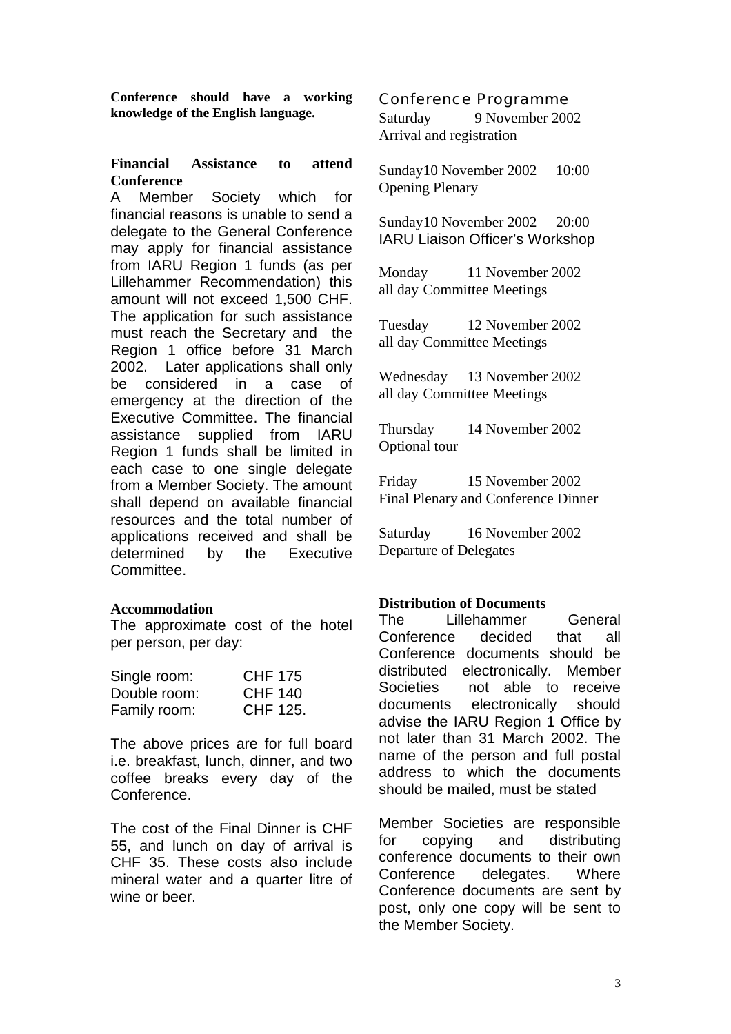**Conference should have a working knowledge of the English language.**

**Financial Assistance to attend Conference**

A Member Society which for financial reasons is unable to send a delegate to the General Conference may apply for financial assistance from IARU Region 1 funds (as per Lillehammer Recommendation) this amount will not exceed 1,500 CHF. The application for such assistance must reach the Secretary and the Region 1 office before 31 March 2002. Later applications shall only be considered in a case of emergency at the direction of the Executive Committee. The financial assistance supplied from IARU Region 1 funds shall be limited in each case to one single delegate from a Member Society. The amount shall depend on available financial resources and the total number of applications received and shall be determined by the Executive Committee.

**Accommodation**

The approximate cost of the hotel per person, per day:

| | |
|---|---|
| Single room: | CHF 175 |
| Double room: | CHF 140 |
| Family room: | CHF 125. |

The above prices are for full board i.e. breakfast, lunch, dinner, and two coffee breaks every day of the Conference.

The cost of the Final Dinner is CHF 55, and lunch on day of arrival is CHF 35. These costs also include mineral water and a quarter litre of wine or beer.

## Conference Programme

Saturday 9 November 2002
Arrival and registration

Sunday10 November 2002 10:00
Opening Plenary

Sunday10 November 2002 20:00
IARU Liaison Officer's Workshop

Monday 11 November 2002
all day Committee Meetings

Tuesday 12 November 2002
all day Committee Meetings

Wednesday 13 November 2002
all day Committee Meetings

Thursday 14 November 2002
Optional tour

Friday 15 November 2002
Final Plenary and Conference Dinner

Saturday 16 November 2002
Departure of Delegates

**Distribution of Documents**

The Lillehammer General Conference decided that all Conference documents should be distributed electronically. Member Societies not able to receive documents electronically should advise the IARU Region 1 Office by not later than 31 March 2002. The name of the person and full postal address to which the documents should be mailed, must be stated

Member Societies are responsible for copying and distributing conference documents to their own Conference delegates. Where Conference documents are sent by post, only one copy will be sent to the Member Society.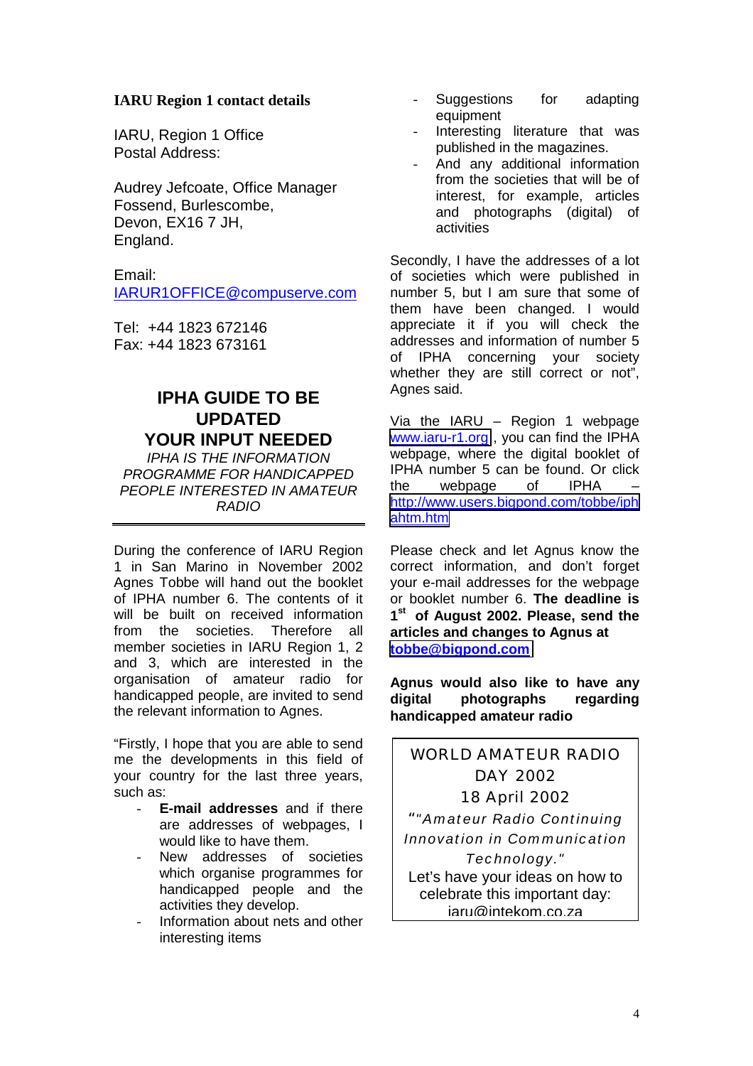**IARU Region 1 contact details**

IARU, Region 1 Office
Postal Address:

Audrey Jefcoate, Office Manager
Fossend, Burlescombe,
Devon, EX16 7 JH,
England.

Email:
IARUR1OFFICE@compuserve.com

Tel: +44 1823 672146
Fax: +44 1823 673161

## IPHA GUIDE TO BE UPDATED YOUR INPUT NEEDED

*IPHA IS THE INFORMATION PROGRAMME FOR HANDICAPPED PEOPLE INTERESTED IN AMATEUR RADIO*

---

During the conference of IARU Region 1 in San Marino in November 2002 Agnes Tobbe will hand out the booklet of IPHA number 6. The contents of it will be built on received information from the societies. Therefore all member societies in IARU Region 1, 2 and 3, which are interested in the organisation of amateur radio for handicapped people, are invited to send the relevant information to Agnes.

"Firstly, I hope that you are able to send me the developments in this field of your country for the last three years, such as:

- **E-mail addresses** and if there are addresses of webpages, I would like to have them.
- New addresses of societies which organise programmes for handicapped people and the activities they develop.
- Information about nets and other interesting items
- Suggestions for adapting equipment
- Interesting literature that was published in the magazines.
- And any additional information from the societies that will be of interest, for example, articles and photographs (digital) of activities

Secondly, I have the addresses of a lot of societies which were published in number 5, but I am sure that some of them have been changed. I would appreciate it if you will check the addresses and information of number 5 of IPHA concerning your society whether they are still correct or not", Agnes said.

Via the IARU – Region 1 webpage www.iaru-r1.org, you can find the IPHA webpage, where the digital booklet of IPHA number 5 can be found. Or click the webpage of IPHA – http://www.users.bigpond.com/tobbe/iphahtm.htm

Please check and let Agnus know the correct information, and don't forget your e-mail addresses for the webpage or booklet number 6. **The deadline is 1st of August 2002. Please, send the articles and changes to Agnus at tobbe@bigpond.com**

**Agnus would also like to have any digital photographs regarding handicapped amateur radio**

WORLD AMATEUR RADIO DAY 2002
18 April 2002

*""Amateur Radio Continuing Innovation in Communication Technology."*

Let's have your ideas on how to celebrate this important day: iaru@intekom.co.za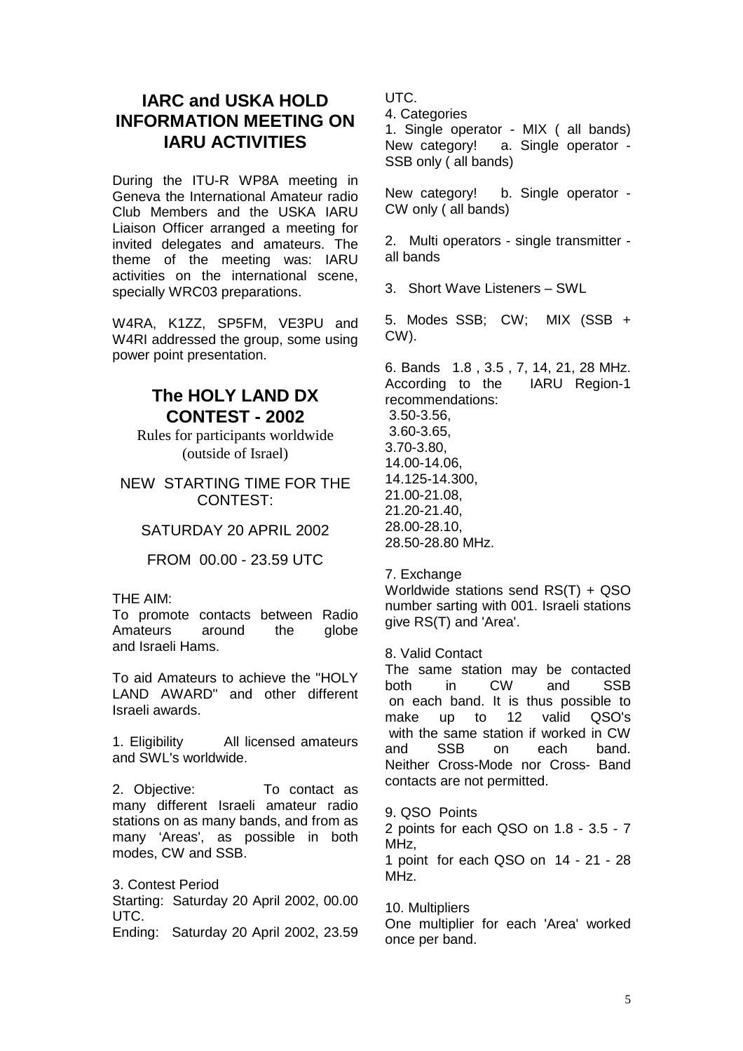## IARC and USKA HOLD INFORMATION MEETING ON IARU ACTIVITIES

During the ITU-R WP8A meeting in Geneva the International Amateur radio Club Members and the USKA IARU Liaison Officer arranged a meeting for invited delegates and amateurs. The theme of the meeting was: IARU activities on the international scene, specially WRC03 preparations.

W4RA, K1ZZ, SP5FM, VE3PU and W4RI addressed the group, some using power point presentation.

## The HOLY LAND DX CONTEST - 2002

Rules for participants worldwide (outside of Israel)

NEW STARTING TIME FOR THE CONTEST:

SATURDAY 20 APRIL 2002

FROM 00.00 - 23.59 UTC

THE AIM:
To promote contacts between Radio Amateurs around the globe and Israeli Hams.

To aid Amateurs to achieve the "HOLY LAND AWARD" and other different Israeli awards.

1. Eligibility All licensed amateurs and SWL's worldwide.

2. Objective: To contact as many different Israeli amateur radio stations on as many bands, and from as many 'Areas', as possible in both modes, CW and SSB.

3. Contest Period
Starting: Saturday 20 April 2002, 00.00 UTC.
Ending: Saturday 20 April 2002, 23.59 UTC.

4. Categories
1. Single operator - MIX ( all bands)
New category! a. Single operator - SSB only ( all bands)

New category! b. Single operator - CW only ( all bands)

2. Multi operators - single transmitter - all bands

3. Short Wave Listeners – SWL

5. Modes SSB; CW; MIX (SSB + CW).

6. Bands 1.8 , 3.5 , 7, 14, 21, 28 MHz.
According to the IARU Region-1 recommendations:
3.50-3.56,
3.60-3.65,
3.70-3.80,
14.00-14.06,
14.125-14.300,
21.00-21.08,
21.20-21.40,
28.00-28.10,
28.50-28.80 MHz.

7. Exchange
Worldwide stations send RS(T) + QSO number sarting with 001. Israeli stations give RS(T) and 'Area'.

8. Valid Contact
The same station may be contacted both in CW and SSB on each band. It is thus possible to make up to 12 valid QSO's with the same station if worked in CW and SSB on each band. Neither Cross-Mode nor Cross- Band contacts are not permitted.

9. QSO Points
2 points for each QSO on 1.8 - 3.5 - 7 MHz,
1 point for each QSO on 14 - 21 - 28 MHz.

10. Multipliers
One multiplier for each 'Area' worked once per band.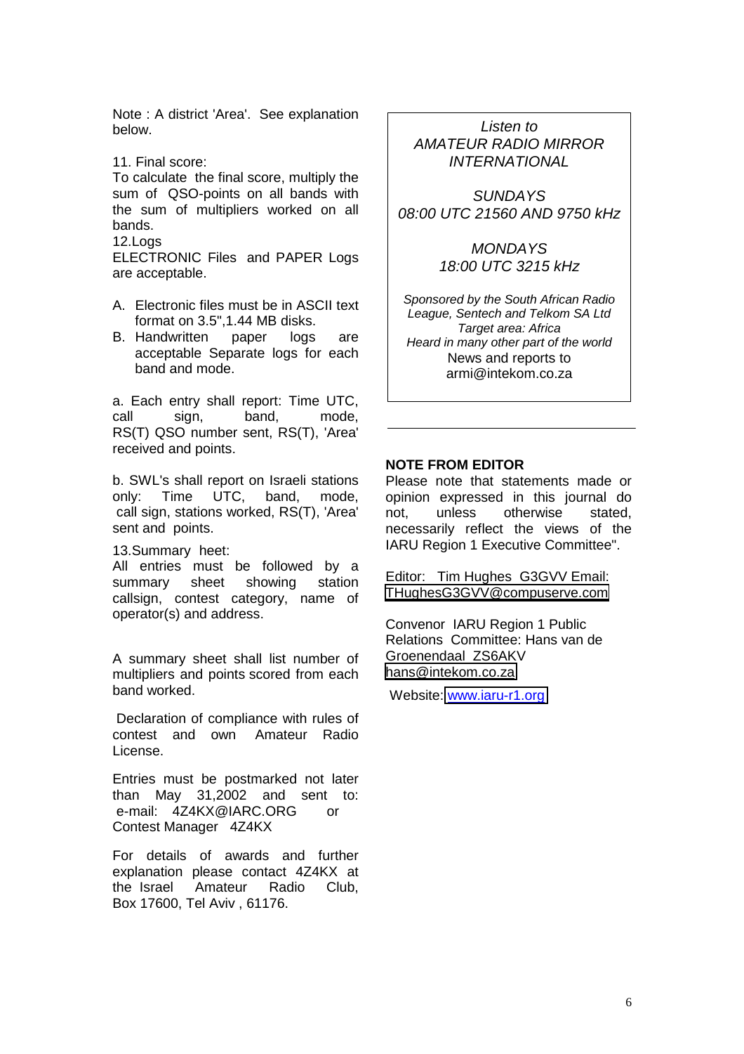Note : A district 'Area'. See explanation below.

11. Final score:
To calculate the final score, multiply the sum of QSO-points on all bands with the sum of multipliers worked on all bands.

12.Logs
ELECTRONIC Files and PAPER Logs are acceptable.

A. Electronic files must be in ASCII text format on 3.5",1.44 MB disks.
B. Handwritten paper logs are acceptable Separate logs for each band and mode.

a. Each entry shall report: Time UTC, call sign, band, mode, RS(T) QSO number sent, RS(T), 'Area' received and points.

b. SWL's shall report on Israeli stations only: Time UTC, band, mode, call sign, stations worked, RS(T), 'Area' sent and points.

13.Summary heet:
All entries must be followed by a summary sheet showing station callsign, contest category, name of operator(s) and address.

A summary sheet shall list number of multipliers and points scored from each band worked.

Declaration of compliance with rules of contest and own Amateur Radio License.

Entries must be postmarked not later than May 31,2002 and sent to:
e-mail: 4Z4KX@IARC.ORG or
Contest Manager 4Z4KX

For details of awards and further explanation please contact 4Z4KX at the Israel Amateur Radio Club, Box 17600, Tel Aviv , 61176.

*Listen to*
*AMATEUR RADIO MIRROR INTERNATIONAL*

*SUNDAYS*
*08:00 UTC 21560 AND 9750 kHz*

*MONDAYS*
*18:00 UTC 3215 kHz*

*Sponsored by the South African Radio League, Sentech and Telkom SA Ltd*
*Target area: Africa*
*Heard in many other part of the world*
News and reports to
armi@intekom.co.za

**NOTE FROM EDITOR**

Please note that statements made or opinion expressed in this journal do not, unless otherwise stated, necessarily reflect the views of the IARU Region 1 Executive Committee".

Editor: Tim Hughes G3GVV Email: THughesG3GVV@compuserve.com

Convenor IARU Region 1 Public Relations Committee: Hans van de Groenendaal ZS6AKV
hans@intekom.co.za

Website: www.iaru-r1.org